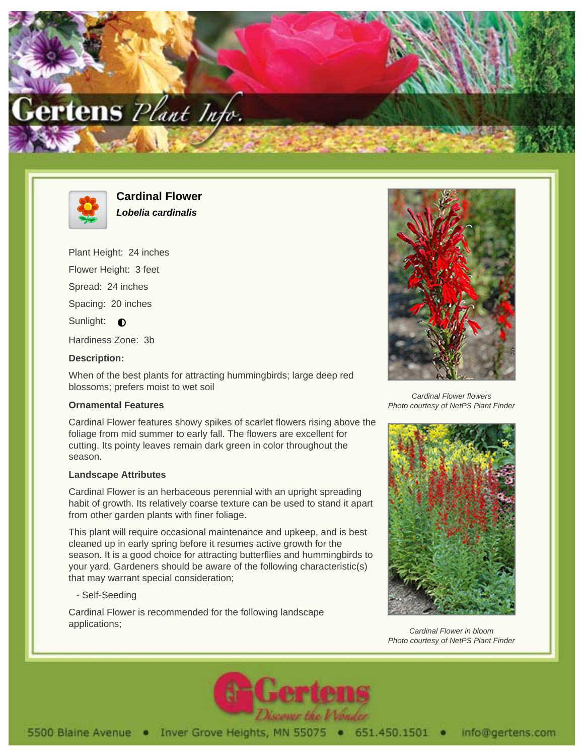# Cardinal Flower

***Lobelia cardinalis***

Plant Height: 24 inches

Flower Height: 3 feet

Spread: 24 inches

Spacing: 20 inches

Sunlight: ◐

Hardiness Zone: 3b

**Description:**

When of the best plants for attracting hummingbirds; large deep red blossoms; prefers moist to wet soil

### Ornamental Features

Cardinal Flower features showy spikes of scarlet flowers rising above the foliage from mid summer to early fall. The flowers are excellent for cutting. Its pointy leaves remain dark green in color throughout the season.

### Landscape Attributes

Cardinal Flower is an herbaceous perennial with an upright spreading habit of growth. Its relatively coarse texture can be used to stand it apart from other garden plants with finer foliage.

This plant will require occasional maintenance and upkeep, and is best cleaned up in early spring before it resumes active growth for the season. It is a good choice for attracting butterflies and hummingbirds to your yard. Gardeners should be aware of the following characteristic(s) that may warrant special consideration;

- Self-Seeding

Cardinal Flower is recommended for the following landscape applications;

*Cardinal Flower flowers*
*Photo courtesy of NetPS Plant Finder*

*Cardinal Flower in bloom*
*Photo courtesy of NetPS Plant Finder*

5500 Blaine Avenue • Inver Grove Heights, MN 55075 • 651.450.1501 • info@gertens.com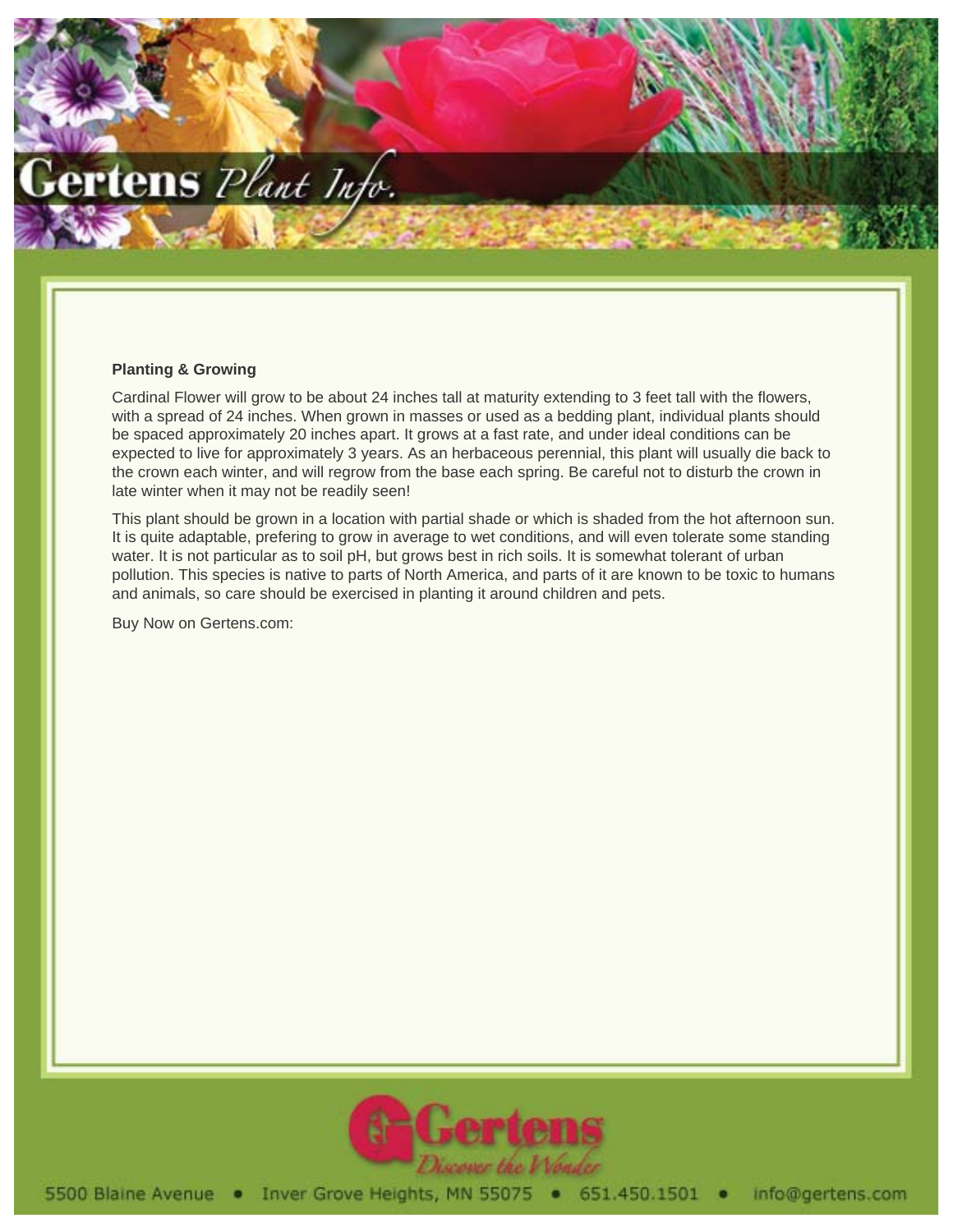**Planting & Growing**

Cardinal Flower will grow to be about 24 inches tall at maturity extending to 3 feet tall with the flowers, with a spread of 24 inches. When grown in masses or used as a bedding plant, individual plants should be spaced approximately 20 inches apart. It grows at a fast rate, and under ideal conditions can be expected to live for approximately 3 years. As an herbaceous perennial, this plant will usually die back to the crown each winter, and will regrow from the base each spring. Be careful not to disturb the crown in late winter when it may not be readily seen!

This plant should be grown in a location with partial shade or which is shaded from the hot afternoon sun. It is quite adaptable, prefering to grow in average to wet conditions, and will even tolerate some standing water. It is not particular as to soil pH, but grows best in rich soils. It is somewhat tolerant of urban pollution. This species is native to parts of North America, and parts of it are known to be toxic to humans and animals, so care should be exercised in planting it around children and pets.

Buy Now on Gertens.com:

5500 Blaine Avenue • Inver Grove Heights, MN 55075 • 651.450.1501 • info@gertens.com